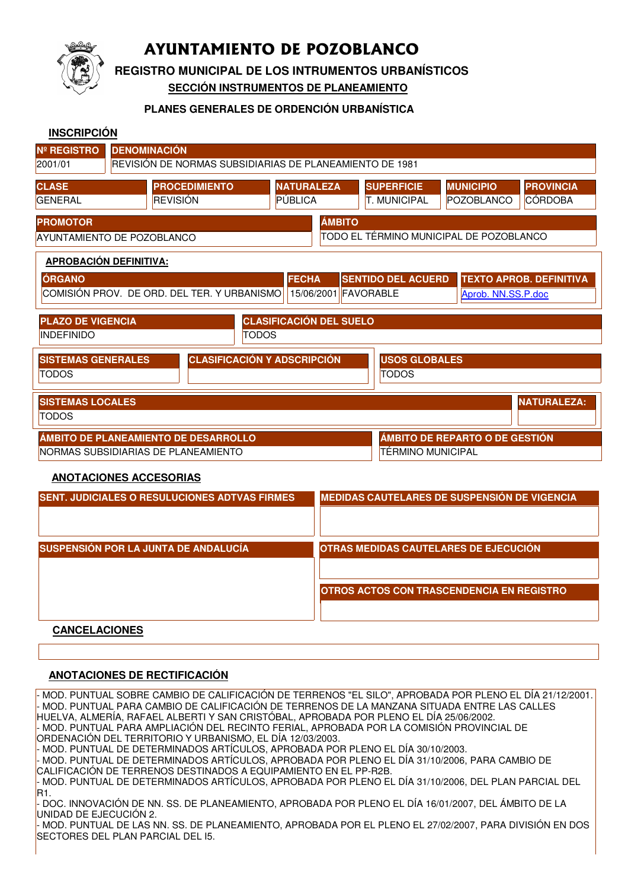# AYUNTAMIENTO DE POZOBLANCO

## REGISTRO MUNICIPAL DE LOS INTRUMENTOS URBANÍSTICOS

### SECCIÓN INSTRUMENTOS DE PLANEAMIENTO

### PLANES GENERALES DE ORDENCIÓN URBANÍSTICA

**INSCRIPCIÓN**

| Nº REGISTRO | DENOMINACIÓN |
|---|---|
| 2001/01 | REVISIÓN DE NORMAS SUBSIDIARIAS DE PLANEAMIENTO DE 1981 |

| CLASE | PROCEDIMIENTO | NATURALEZA | SUPERFICIE | MUNICIPIO | PROVINCIA |
|---|---|---|---|---|---|
| GENERAL | REVISIÓN | PÚBLICA | T. MUNICIPAL | POZOBLANCO | CÓRDOBA |

| PROMOTOR | ÁMBITO |
|---|---|
| AYUNTAMIENTO DE POZOBLANCO | TODO EL TÉRMINO MUNICIPAL DE POZOBLANCO |

**APROBACIÓN DEFINITIVA:**

| ÓRGANO | FECHA | SENTIDO DEL ACUERD | TEXTO APROB. DEFINITIVA |
|---|---|---|---|
| COMISIÓN PROV. DE ORD. DEL TER. Y URBANISMO | 15/06/2001 | FAVORABLE | Aprob. NN.SS.P.doc |

| PLAZO DE VIGENCIA | CLASIFICACIÓN DEL SUELO |
|---|---|
| INDEFINIDO | TODOS |

| SISTEMAS GENERALES | CLASIFICACIÓN Y ADSCRIPCIÓN | USOS GLOBALES |
|---|---|---|
| TODOS | | TODOS |

| SISTEMAS LOCALES | NATURALEZA: |
|---|---|
| TODOS | |

| ÁMBITO DE PLANEAMIENTO DE DESARROLLO | ÁMBITO DE REPARTO O DE GESTIÓN |
|---|---|
| NORMAS SUBSIDIARIAS DE PLANEAMIENTO | TÉRMINO MUNICIPAL |

**ANOTACIONES ACCESORIAS**

| SENT. JUDICIALES O RESULUCIONES ADTVAS FIRMES | MEDIDAS CAUTELARES DE SUSPENSIÓN DE VIGENCIA |
|---|---|
| | |

| SUSPENSIÓN POR LA JUNTA DE ANDALUCÍA | OTRAS MEDIDAS CAUTELARES DE EJECUCIÓN |
|---|---|
| | |
| | **OTROS ACTOS CON TRASCENDENCIA EN REGISTRO** |
| | |

**CANCELACIONES**

**ANOTACIONES DE RECTIFICACIÓN**

- MOD. PUNTUAL SOBRE CAMBIO DE CALIFICACIÓN DE TERRENOS "EL SILO", APROBADA POR PLENO EL DÍA 21/12/2001.
- MOD. PUNTUAL PARA CAMBIO DE CALIFICACIÓN DE TERRENOS DE LA MANZANA SITUADA ENTRE LAS CALLES HUELVA, ALMERÍA, RAFAEL ALBERTI Y SAN CRISTÓBAL, APROBADA POR PLENO EL DÍA 25/06/2002.
- MOD. PUNTUAL PARA AMPLIACIÓN DEL RECINTO FERIAL, APROBADA POR LA COMISIÓN PROVINCIAL DE ORDENACIÓN DEL TERRITORIO Y URBANISMO, EL DÍA 12/03/2003.
- MOD. PUNTUAL DE DETERMINADOS ARTÍCULOS, APROBADA POR PLENO EL DÍA 30/10/2003.
- MOD. PUNTUAL DE DETERMINADOS ARTÍCULOS, APROBADA POR PLENO EL DÍA 31/10/2006, PARA CAMBIO DE CALIFICACIÓN DE TERRENOS DESTINADOS A EQUIPAMIENTO EN EL PP-R2B.
- MOD. PUNTUAL DE DETERMINADOS ARTÍCULOS, APROBADA POR PLENO EL DÍA 31/10/2006, DEL PLAN PARCIAL DEL R1.
- DOC. INNOVACIÓN DE NN. SS. DE PLANEAMIENTO, APROBADA POR PLENO EL DÍA 16/01/2007, DEL ÁMBITO DE LA UNIDAD DE EJECUCIÓN 2.
- MOD. PUNTUAL DE LAS NN. SS. DE PLANEAMIENTO, APROBADA POR EL PLENO EL 27/02/2007, PARA DIVISIÓN EN DOS SECTORES DEL PLAN PARCIAL DEL I5.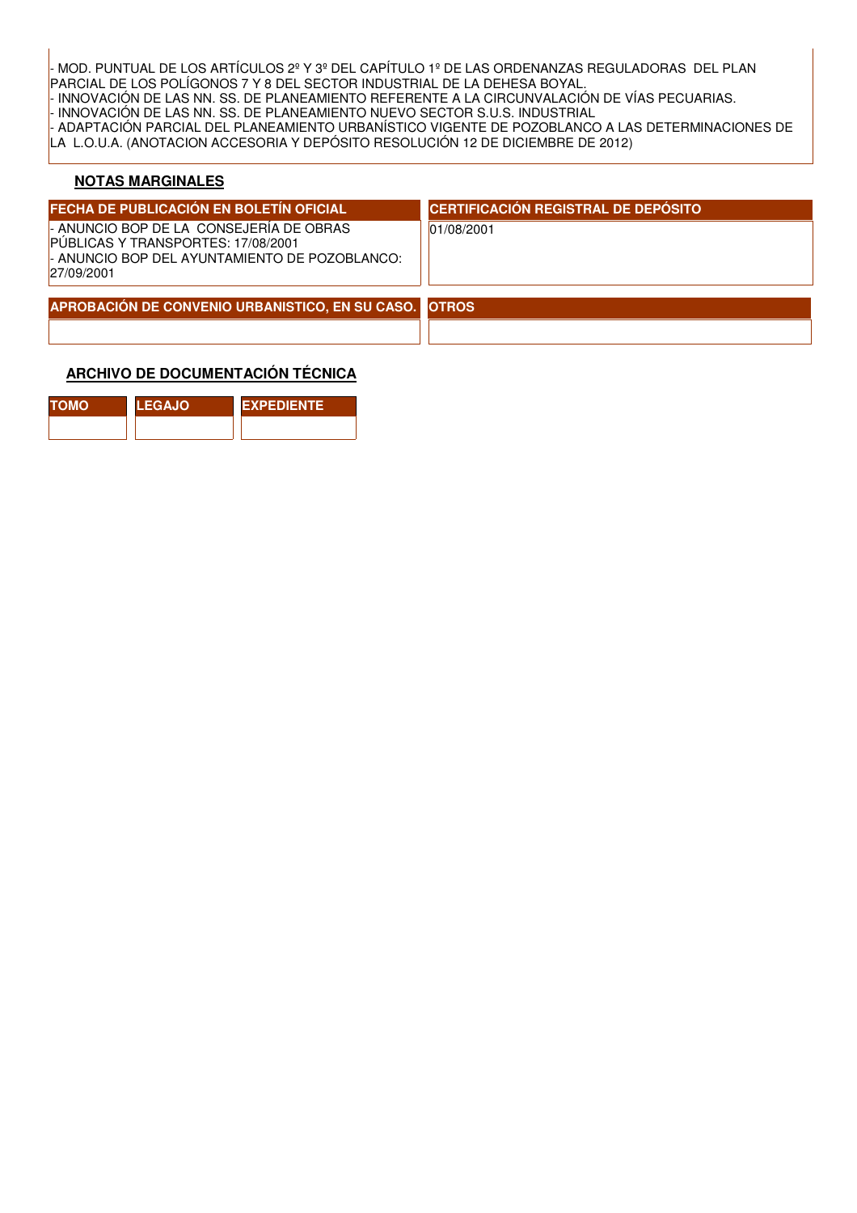- MOD. PUNTUAL DE LOS ARTÍCULOS 2º Y 3º DEL CAPÍTULO 1º DE LAS ORDENANZAS REGULADORAS DEL PLAN PARCIAL DE LOS POLÍGONOS 7 Y 8 DEL SECTOR INDUSTRIAL DE LA DEHESA BOYAL.
- INNOVACIÓN DE LAS NN. SS. DE PLANEAMIENTO REFERENTE A LA CIRCUNVALACIÓN DE VÍAS PECUARIAS.
- INNOVACIÓN DE LAS NN. SS. DE PLANEAMIENTO NUEVO SECTOR S.U.S. INDUSTRIAL
- ADAPTACIÓN PARCIAL DEL PLANEAMIENTO URBANÍSTICO VIGENTE DE POZOBLANCO A LAS DETERMINACIONES DE LA L.O.U.A. (ANOTACION ACCESORIA Y DEPÓSITO RESOLUCIÓN 12 DE DICIEMBRE DE 2012)

## NOTAS MARGINALES

| FECHA DE PUBLICACIÓN EN BOLETÍN OFICIAL | CERTIFICACIÓN REGISTRAL DE DEPÓSITO |
|---|---|
| - ANUNCIO BOP DE LA CONSEJERÍA DE OBRAS PÚBLICAS Y TRANSPORTES: 17/08/2001<br>- ANUNCIO BOP DEL AYUNTAMIENTO DE POZOBLANCO: 27/09/2001 | 01/08/2001 |

| APROBACIÓN DE CONVENIO URBANISTICO, EN SU CASO. | OTROS |
|---|---|
| | |

## ARCHIVO DE DOCUMENTACIÓN TÉCNICA

| TOMO | LEGAJO | EXPEDIENTE |
|---|---|---|
| | | |